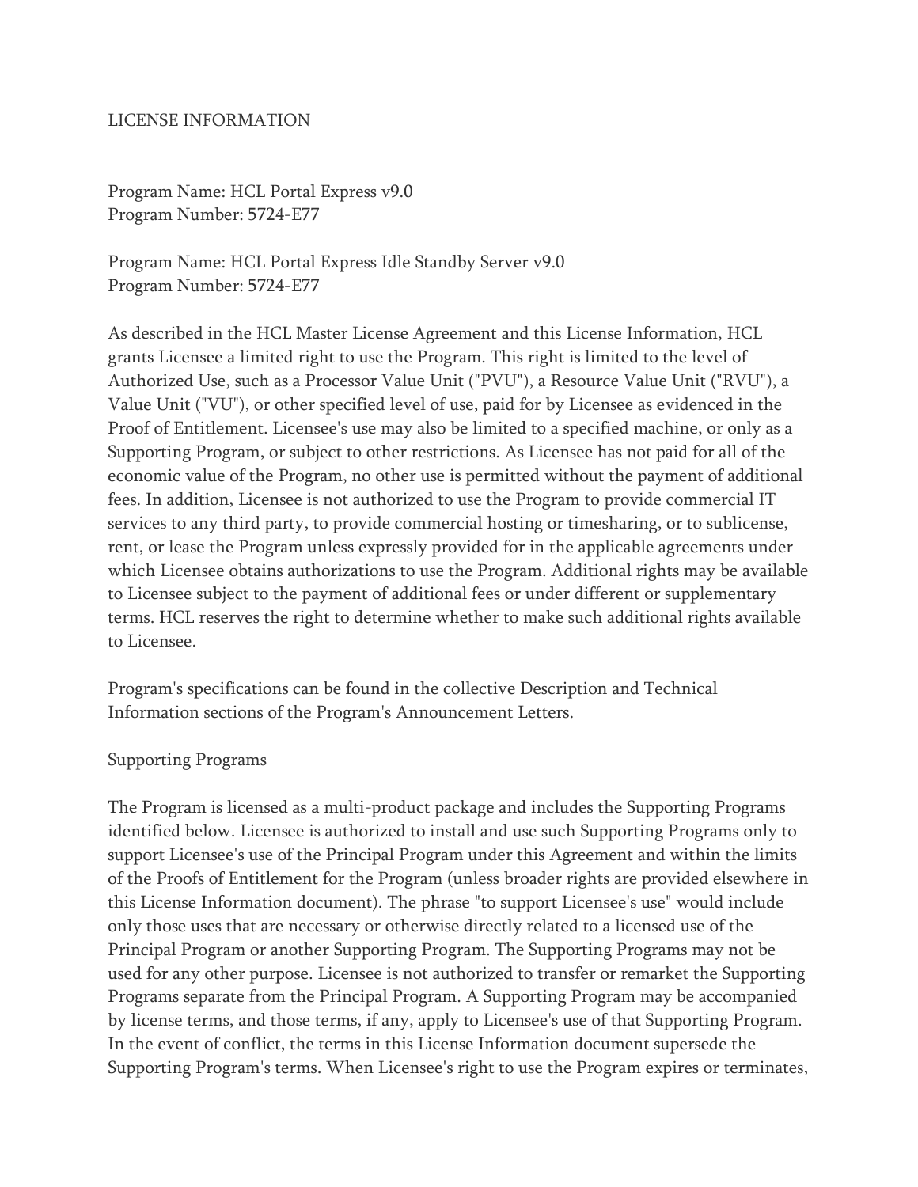# LICENSE INFORMATION

Program Name: HCL Portal Express v9.0
Program Number: 5724-E77

Program Name: HCL Portal Express Idle Standby Server v9.0
Program Number: 5724-E77

As described in the HCL Master License Agreement and this License Information, HCL grants Licensee a limited right to use the Program. This right is limited to the level of Authorized Use, such as a Processor Value Unit ("PVU"), a Resource Value Unit ("RVU"), a Value Unit ("VU"), or other specified level of use, paid for by Licensee as evidenced in the Proof of Entitlement. Licensee's use may also be limited to a specified machine, or only as a Supporting Program, or subject to other restrictions. As Licensee has not paid for all of the economic value of the Program, no other use is permitted without the payment of additional fees. In addition, Licensee is not authorized to use the Program to provide commercial IT services to any third party, to provide commercial hosting or timesharing, or to sublicense, rent, or lease the Program unless expressly provided for in the applicable agreements under which Licensee obtains authorizations to use the Program. Additional rights may be available to Licensee subject to the payment of additional fees or under different or supplementary terms. HCL reserves the right to determine whether to make such additional rights available to Licensee.

Program's specifications can be found in the collective Description and Technical Information sections of the Program's Announcement Letters.

## Supporting Programs

The Program is licensed as a multi-product package and includes the Supporting Programs identified below. Licensee is authorized to install and use such Supporting Programs only to support Licensee's use of the Principal Program under this Agreement and within the limits of the Proofs of Entitlement for the Program (unless broader rights are provided elsewhere in this License Information document). The phrase "to support Licensee's use" would include only those uses that are necessary or otherwise directly related to a licensed use of the Principal Program or another Supporting Program. The Supporting Programs may not be used for any other purpose. Licensee is not authorized to transfer or remarket the Supporting Programs separate from the Principal Program. A Supporting Program may be accompanied by license terms, and those terms, if any, apply to Licensee's use of that Supporting Program. In the event of conflict, the terms in this License Information document supersede the Supporting Program's terms. When Licensee's right to use the Program expires or terminates,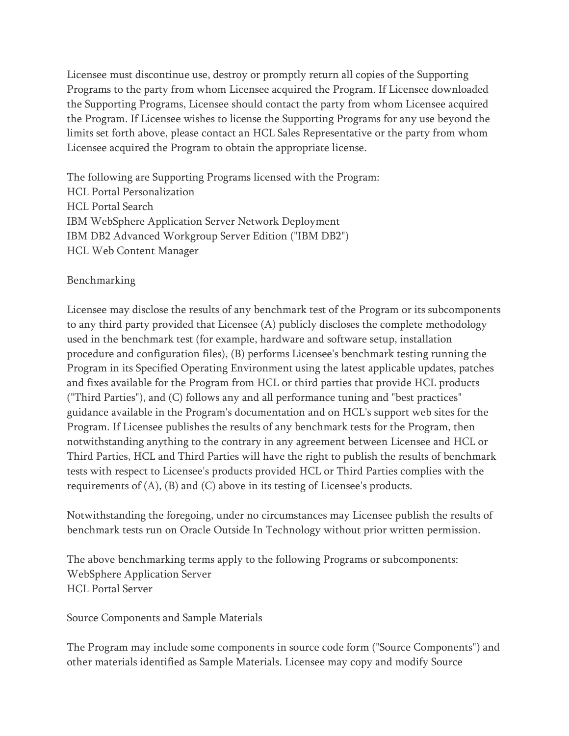Licensee must discontinue use, destroy or promptly return all copies of the Supporting Programs to the party from whom Licensee acquired the Program. If Licensee downloaded the Supporting Programs, Licensee should contact the party from whom Licensee acquired the Program. If Licensee wishes to license the Supporting Programs for any use beyond the limits set forth above, please contact an HCL Sales Representative or the party from whom Licensee acquired the Program to obtain the appropriate license.

The following are Supporting Programs licensed with the Program:
HCL Portal Personalization
HCL Portal Search
IBM WebSphere Application Server Network Deployment
IBM DB2 Advanced Workgroup Server Edition ("IBM DB2")
HCL Web Content Manager

Benchmarking

Licensee may disclose the results of any benchmark test of the Program or its subcomponents to any third party provided that Licensee (A) publicly discloses the complete methodology used in the benchmark test (for example, hardware and software setup, installation procedure and configuration files), (B) performs Licensee's benchmark testing running the Program in its Specified Operating Environment using the latest applicable updates, patches and fixes available for the Program from HCL or third parties that provide HCL products ("Third Parties"), and (C) follows any and all performance tuning and "best practices" guidance available in the Program's documentation and on HCL's support web sites for the Program. If Licensee publishes the results of any benchmark tests for the Program, then notwithstanding anything to the contrary in any agreement between Licensee and HCL or Third Parties, HCL and Third Parties will have the right to publish the results of benchmark tests with respect to Licensee's products provided HCL or Third Parties complies with the requirements of (A), (B) and (C) above in its testing of Licensee's products.

Notwithstanding the foregoing, under no circumstances may Licensee publish the results of benchmark tests run on Oracle Outside In Technology without prior written permission.

The above benchmarking terms apply to the following Programs or subcomponents:
WebSphere Application Server
HCL Portal Server

Source Components and Sample Materials

The Program may include some components in source code form ("Source Components") and other materials identified as Sample Materials. Licensee may copy and modify Source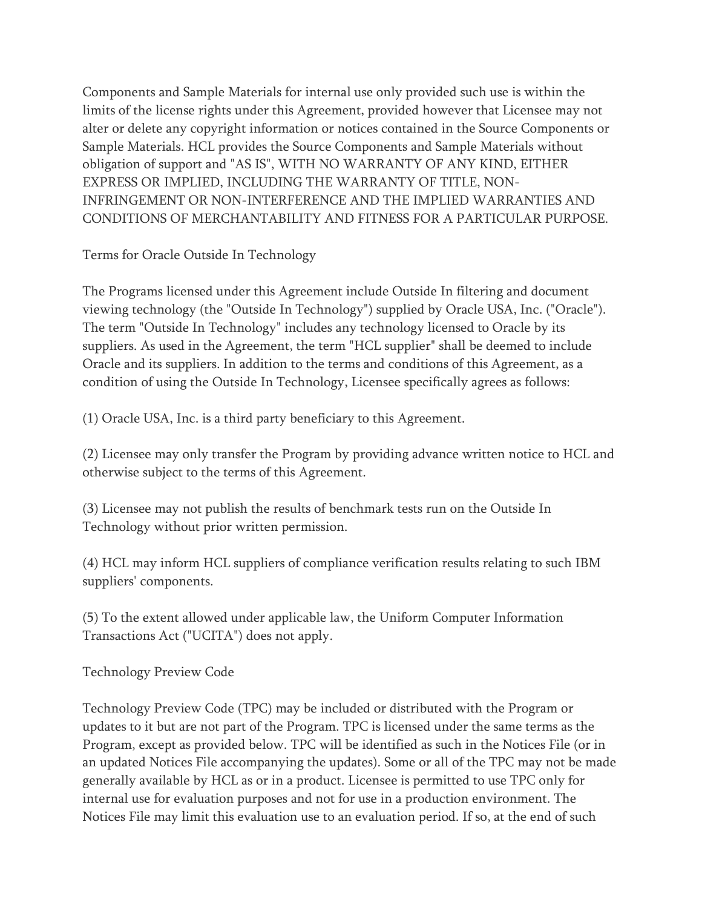Components and Sample Materials for internal use only provided such use is within the limits of the license rights under this Agreement, provided however that Licensee may not alter or delete any copyright information or notices contained in the Source Components or Sample Materials. HCL provides the Source Components and Sample Materials without obligation of support and "AS IS", WITH NO WARRANTY OF ANY KIND, EITHER EXPRESS OR IMPLIED, INCLUDING THE WARRANTY OF TITLE, NON-INFRINGEMENT OR NON-INTERFERENCE AND THE IMPLIED WARRANTIES AND CONDITIONS OF MERCHANTABILITY AND FITNESS FOR A PARTICULAR PURPOSE.

Terms for Oracle Outside In Technology

The Programs licensed under this Agreement include Outside In filtering and document viewing technology (the "Outside In Technology") supplied by Oracle USA, Inc. ("Oracle"). The term "Outside In Technology" includes any technology licensed to Oracle by its suppliers. As used in the Agreement, the term "HCL supplier" shall be deemed to include Oracle and its suppliers. In addition to the terms and conditions of this Agreement, as a condition of using the Outside In Technology, Licensee specifically agrees as follows:

(1) Oracle USA, Inc. is a third party beneficiary to this Agreement.

(2) Licensee may only transfer the Program by providing advance written notice to HCL and otherwise subject to the terms of this Agreement.

(3) Licensee may not publish the results of benchmark tests run on the Outside In Technology without prior written permission.

(4) HCL may inform HCL suppliers of compliance verification results relating to such IBM suppliers' components.

(5) To the extent allowed under applicable law, the Uniform Computer Information Transactions Act ("UCITA") does not apply.

Technology Preview Code

Technology Preview Code (TPC) may be included or distributed with the Program or updates to it but are not part of the Program. TPC is licensed under the same terms as the Program, except as provided below. TPC will be identified as such in the Notices File (or in an updated Notices File accompanying the updates). Some or all of the TPC may not be made generally available by HCL as or in a product. Licensee is permitted to use TPC only for internal use for evaluation purposes and not for use in a production environment. The Notices File may limit this evaluation use to an evaluation period. If so, at the end of such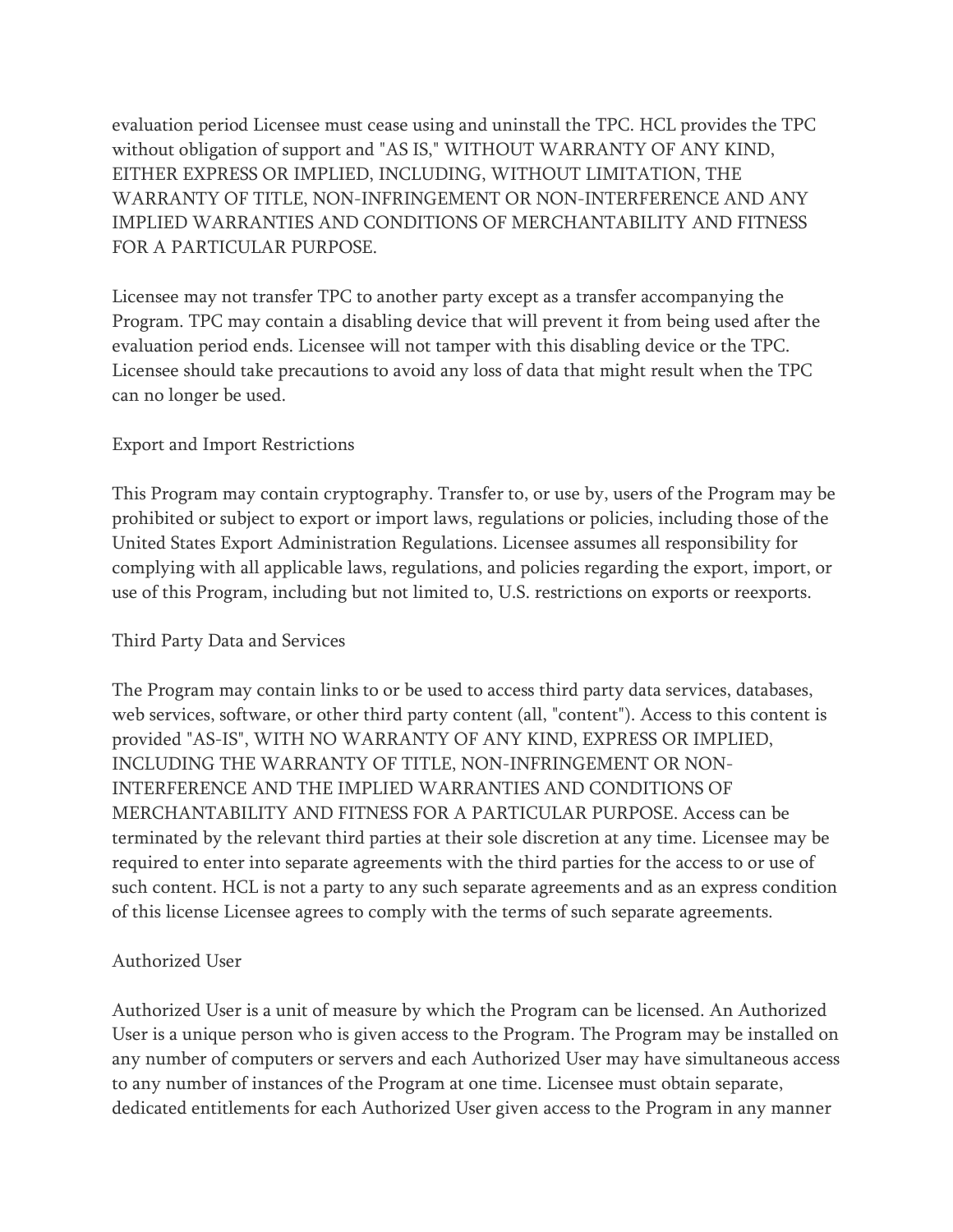evaluation period Licensee must cease using and uninstall the TPC. HCL provides the TPC without obligation of support and "AS IS," WITHOUT WARRANTY OF ANY KIND, EITHER EXPRESS OR IMPLIED, INCLUDING, WITHOUT LIMITATION, THE WARRANTY OF TITLE, NON-INFRINGEMENT OR NON-INTERFERENCE AND ANY IMPLIED WARRANTIES AND CONDITIONS OF MERCHANTABILITY AND FITNESS FOR A PARTICULAR PURPOSE.

Licensee may not transfer TPC to another party except as a transfer accompanying the Program. TPC may contain a disabling device that will prevent it from being used after the evaluation period ends. Licensee will not tamper with this disabling device or the TPC. Licensee should take precautions to avoid any loss of data that might result when the TPC can no longer be used.

## Export and Import Restrictions

This Program may contain cryptography. Transfer to, or use by, users of the Program may be prohibited or subject to export or import laws, regulations or policies, including those of the United States Export Administration Regulations. Licensee assumes all responsibility for complying with all applicable laws, regulations, and policies regarding the export, import, or use of this Program, including but not limited to, U.S. restrictions on exports or reexports.

## Third Party Data and Services

The Program may contain links to or be used to access third party data services, databases, web services, software, or other third party content (all, "content"). Access to this content is provided "AS-IS", WITH NO WARRANTY OF ANY KIND, EXPRESS OR IMPLIED, INCLUDING THE WARRANTY OF TITLE, NON-INFRINGEMENT OR NON-INTERFERENCE AND THE IMPLIED WARRANTIES AND CONDITIONS OF MERCHANTABILITY AND FITNESS FOR A PARTICULAR PURPOSE. Access can be terminated by the relevant third parties at their sole discretion at any time. Licensee may be required to enter into separate agreements with the third parties for the access to or use of such content. HCL is not a party to any such separate agreements and as an express condition of this license Licensee agrees to comply with the terms of such separate agreements.

## Authorized User

Authorized User is a unit of measure by which the Program can be licensed. An Authorized User is a unique person who is given access to the Program. The Program may be installed on any number of computers or servers and each Authorized User may have simultaneous access to any number of instances of the Program at one time. Licensee must obtain separate, dedicated entitlements for each Authorized User given access to the Program in any manner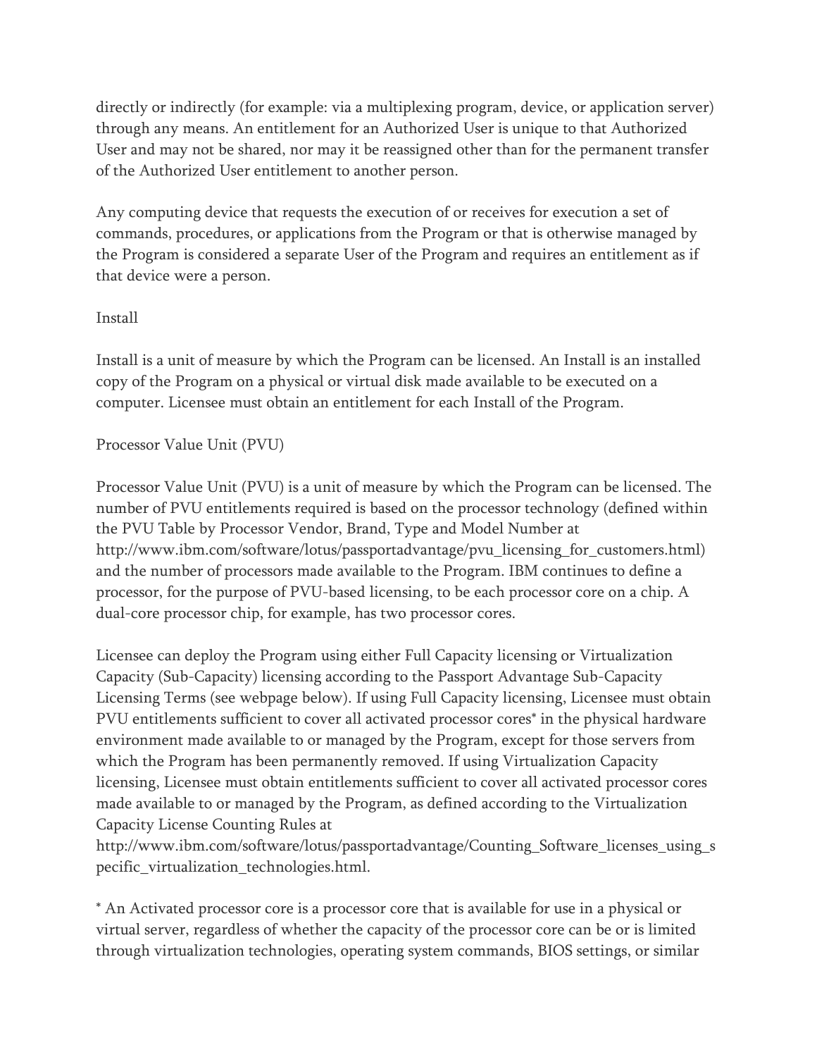directly or indirectly (for example: via a multiplexing program, device, or application server) through any means. An entitlement for an Authorized User is unique to that Authorized User and may not be shared, nor may it be reassigned other than for the permanent transfer of the Authorized User entitlement to another person.

Any computing device that requests the execution of or receives for execution a set of commands, procedures, or applications from the Program or that is otherwise managed by the Program is considered a separate User of the Program and requires an entitlement as if that device were a person.

Install

Install is a unit of measure by which the Program can be licensed. An Install is an installed copy of the Program on a physical or virtual disk made available to be executed on a computer. Licensee must obtain an entitlement for each Install of the Program.

Processor Value Unit (PVU)

Processor Value Unit (PVU) is a unit of measure by which the Program can be licensed. The number of PVU entitlements required is based on the processor technology (defined within the PVU Table by Processor Vendor, Brand, Type and Model Number at http://www.ibm.com/software/lotus/passportadvantage/pvu_licensing_for_customers.html) and the number of processors made available to the Program. IBM continues to define a processor, for the purpose of PVU-based licensing, to be each processor core on a chip. A dual-core processor chip, for example, has two processor cores.

Licensee can deploy the Program using either Full Capacity licensing or Virtualization Capacity (Sub-Capacity) licensing according to the Passport Advantage Sub-Capacity Licensing Terms (see webpage below). If using Full Capacity licensing, Licensee must obtain PVU entitlements sufficient to cover all activated processor cores* in the physical hardware environment made available to or managed by the Program, except for those servers from which the Program has been permanently removed. If using Virtualization Capacity licensing, Licensee must obtain entitlements sufficient to cover all activated processor cores made available to or managed by the Program, as defined according to the Virtualization Capacity License Counting Rules at http://www.ibm.com/software/lotus/passportadvantage/Counting_Software_licenses_using_specific_virtualization_technologies.html.

* An Activated processor core is a processor core that is available for use in a physical or virtual server, regardless of whether the capacity of the processor core can be or is limited through virtualization technologies, operating system commands, BIOS settings, or similar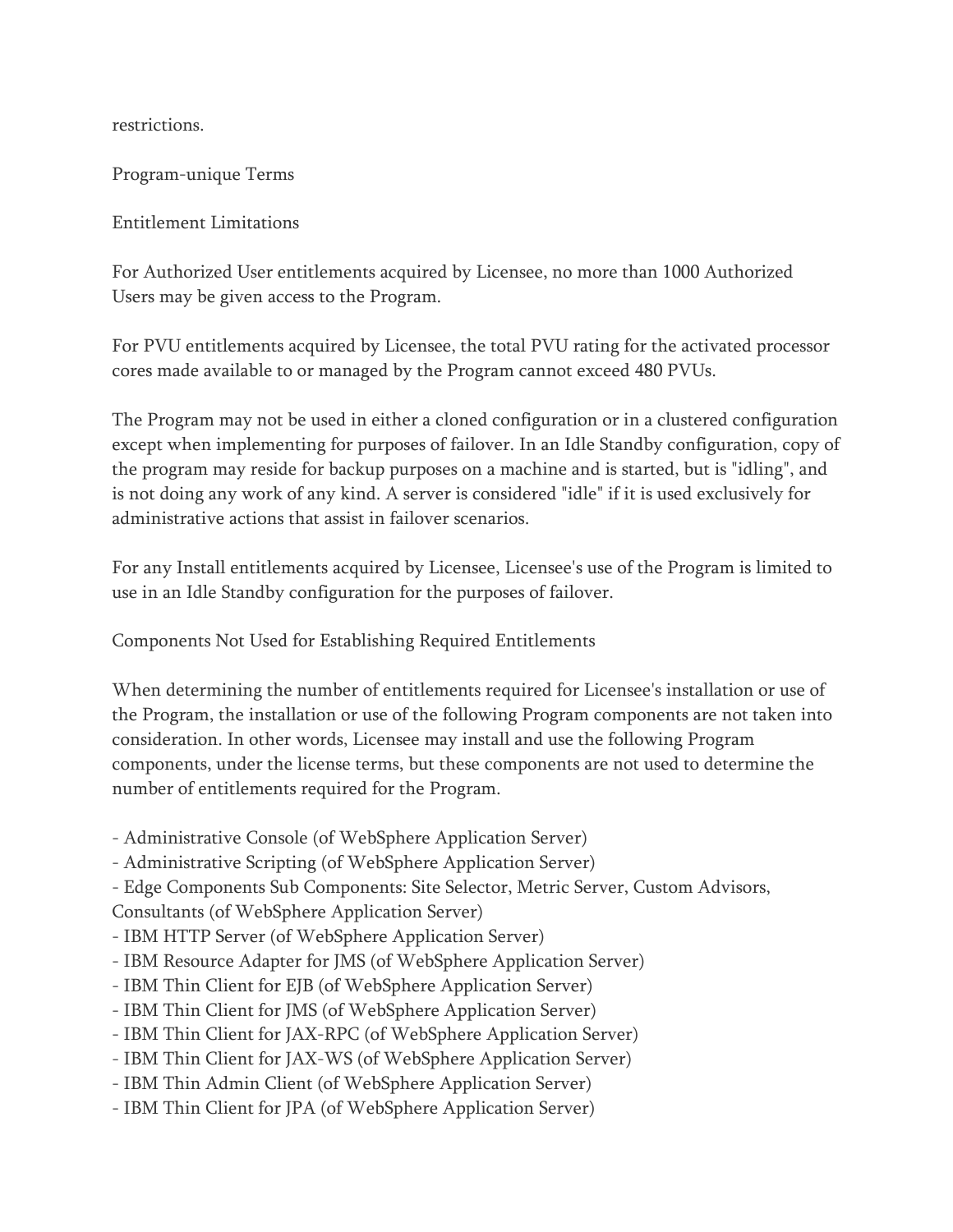restrictions.

Program-unique Terms

Entitlement Limitations

For Authorized User entitlements acquired by Licensee, no more than 1000 Authorized Users may be given access to the Program.

For PVU entitlements acquired by Licensee, the total PVU rating for the activated processor cores made available to or managed by the Program cannot exceed 480 PVUs.

The Program may not be used in either a cloned configuration or in a clustered configuration except when implementing for purposes of failover. In an Idle Standby configuration, copy of the program may reside for backup purposes on a machine and is started, but is "idling", and is not doing any work of any kind. A server is considered "idle" if it is used exclusively for administrative actions that assist in failover scenarios.

For any Install entitlements acquired by Licensee, Licensee's use of the Program is limited to use in an Idle Standby configuration for the purposes of failover.

Components Not Used for Establishing Required Entitlements

When determining the number of entitlements required for Licensee's installation or use of the Program, the installation or use of the following Program components are not taken into consideration. In other words, Licensee may install and use the following Program components, under the license terms, but these components are not used to determine the number of entitlements required for the Program.

- Administrative Console (of WebSphere Application Server)
- Administrative Scripting (of WebSphere Application Server)
- Edge Components Sub Components: Site Selector, Metric Server, Custom Advisors, Consultants (of WebSphere Application Server)
- IBM HTTP Server (of WebSphere Application Server)
- IBM Resource Adapter for JMS (of WebSphere Application Server)
- IBM Thin Client for EJB (of WebSphere Application Server)
- IBM Thin Client for JMS (of WebSphere Application Server)
- IBM Thin Client for JAX-RPC (of WebSphere Application Server)
- IBM Thin Client for JAX-WS (of WebSphere Application Server)
- IBM Thin Admin Client (of WebSphere Application Server)
- IBM Thin Client for JPA (of WebSphere Application Server)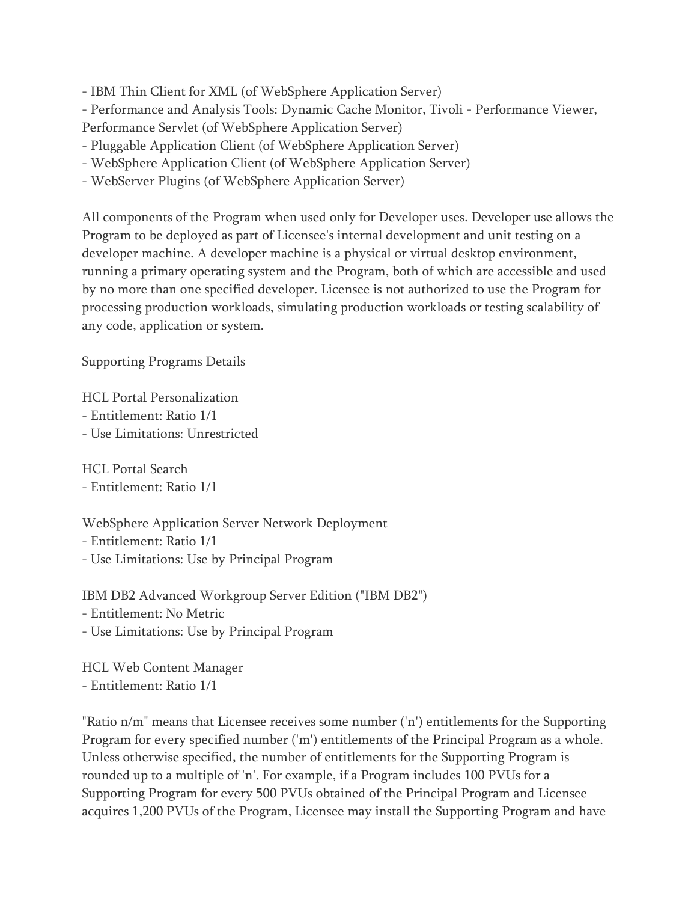- IBM Thin Client for XML (of WebSphere Application Server)
- Performance and Analysis Tools: Dynamic Cache Monitor, Tivoli - Performance Viewer, Performance Servlet (of WebSphere Application Server)
- Pluggable Application Client (of WebSphere Application Server)
- WebSphere Application Client (of WebSphere Application Server)
- WebServer Plugins (of WebSphere Application Server)

All components of the Program when used only for Developer uses. Developer use allows the Program to be deployed as part of Licensee's internal development and unit testing on a developer machine. A developer machine is a physical or virtual desktop environment, running a primary operating system and the Program, both of which are accessible and used by no more than one specified developer. Licensee is not authorized to use the Program for processing production workloads, simulating production workloads or testing scalability of any code, application or system.

Supporting Programs Details

HCL Portal Personalization
- Entitlement: Ratio 1/1
- Use Limitations: Unrestricted

HCL Portal Search
- Entitlement: Ratio 1/1

WebSphere Application Server Network Deployment
- Entitlement: Ratio 1/1
- Use Limitations: Use by Principal Program

IBM DB2 Advanced Workgroup Server Edition ("IBM DB2")
- Entitlement: No Metric
- Use Limitations: Use by Principal Program

HCL Web Content Manager
- Entitlement: Ratio 1/1

"Ratio n/m" means that Licensee receives some number ('n') entitlements for the Supporting Program for every specified number ('m') entitlements of the Principal Program as a whole. Unless otherwise specified, the number of entitlements for the Supporting Program is rounded up to a multiple of 'n'. For example, if a Program includes 100 PVUs for a Supporting Program for every 500 PVUs obtained of the Principal Program and Licensee acquires 1,200 PVUs of the Program, Licensee may install the Supporting Program and have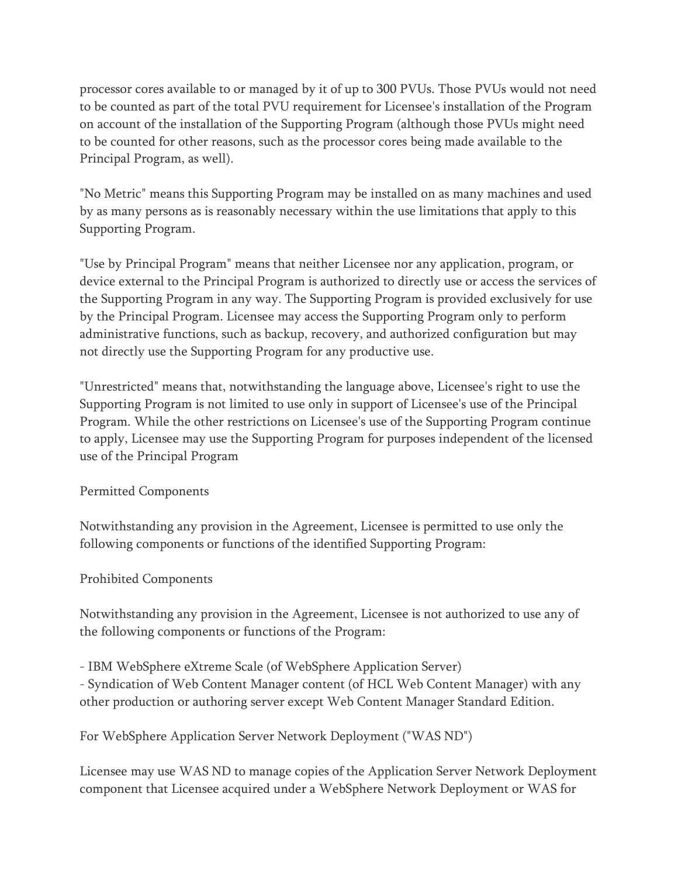processor cores available to or managed by it of up to 300 PVUs. Those PVUs would not need to be counted as part of the total PVU requirement for Licensee's installation of the Program on account of the installation of the Supporting Program (although those PVUs might need to be counted for other reasons, such as the processor cores being made available to the Principal Program, as well).

"No Metric" means this Supporting Program may be installed on as many machines and used by as many persons as is reasonably necessary within the use limitations that apply to this Supporting Program.

"Use by Principal Program" means that neither Licensee nor any application, program, or device external to the Principal Program is authorized to directly use or access the services of the Supporting Program in any way. The Supporting Program is provided exclusively for use by the Principal Program. Licensee may access the Supporting Program only to perform administrative functions, such as backup, recovery, and authorized configuration but may not directly use the Supporting Program for any productive use.

"Unrestricted" means that, notwithstanding the language above, Licensee's right to use the Supporting Program is not limited to use only in support of Licensee's use of the Principal Program. While the other restrictions on Licensee's use of the Supporting Program continue to apply, Licensee may use the Supporting Program for purposes independent of the licensed use of the Principal Program

Permitted Components

Notwithstanding any provision in the Agreement, Licensee is permitted to use only the following components or functions of the identified Supporting Program:

Prohibited Components

Notwithstanding any provision in the Agreement, Licensee is not authorized to use any of the following components or functions of the Program:

- IBM WebSphere eXtreme Scale (of WebSphere Application Server)
- Syndication of Web Content Manager content (of HCL Web Content Manager) with any other production or authoring server except Web Content Manager Standard Edition.

For WebSphere Application Server Network Deployment ("WAS ND")

Licensee may use WAS ND to manage copies of the Application Server Network Deployment component that Licensee acquired under a WebSphere Network Deployment or WAS for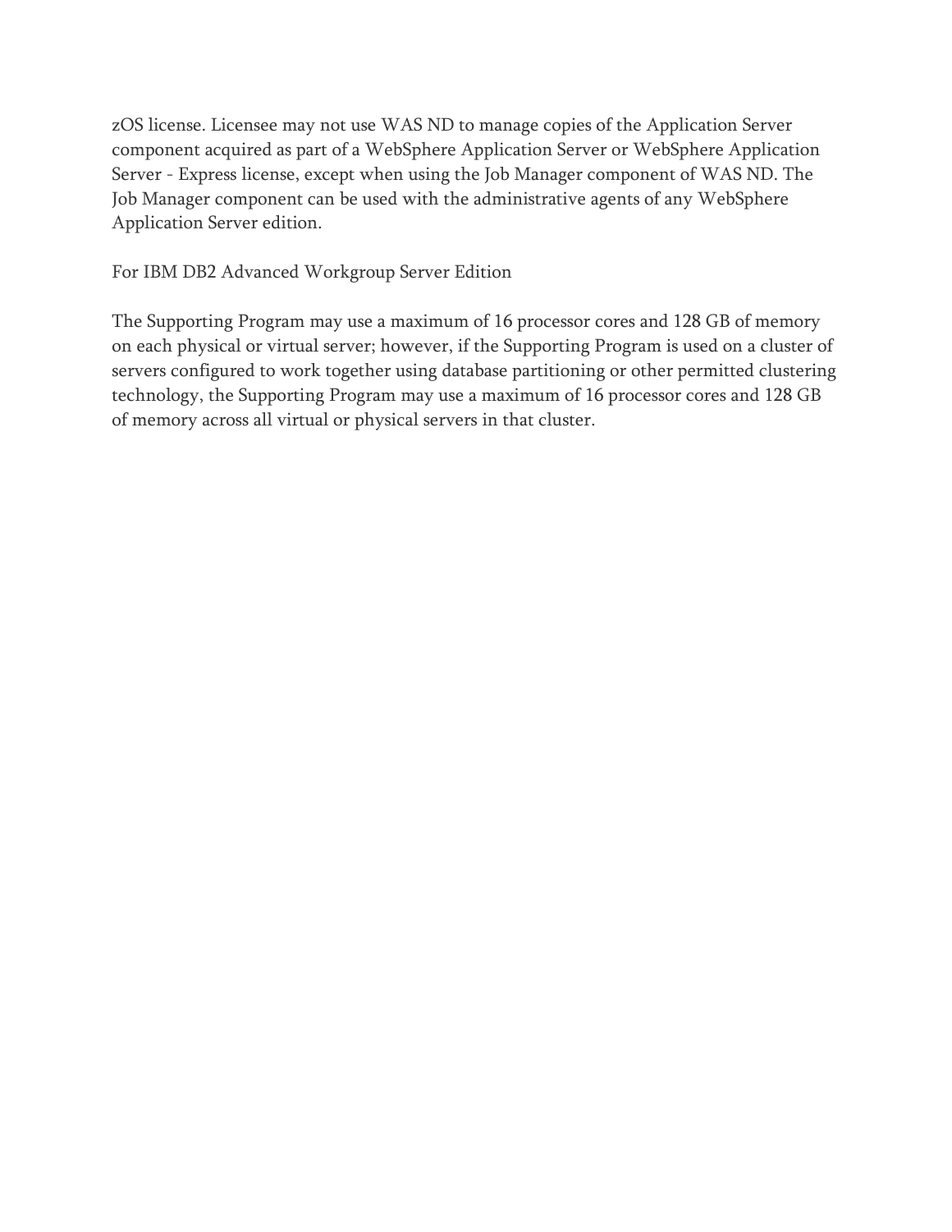zOS license. Licensee may not use WAS ND to manage copies of the Application Server component acquired as part of a WebSphere Application Server or WebSphere Application Server - Express license, except when using the Job Manager component of WAS ND. The Job Manager component can be used with the administrative agents of any WebSphere Application Server edition.

For IBM DB2 Advanced Workgroup Server Edition

The Supporting Program may use a maximum of 16 processor cores and 128 GB of memory on each physical or virtual server; however, if the Supporting Program is used on a cluster of servers configured to work together using database partitioning or other permitted clustering technology, the Supporting Program may use a maximum of 16 processor cores and 128 GB of memory across all virtual or physical servers in that cluster.